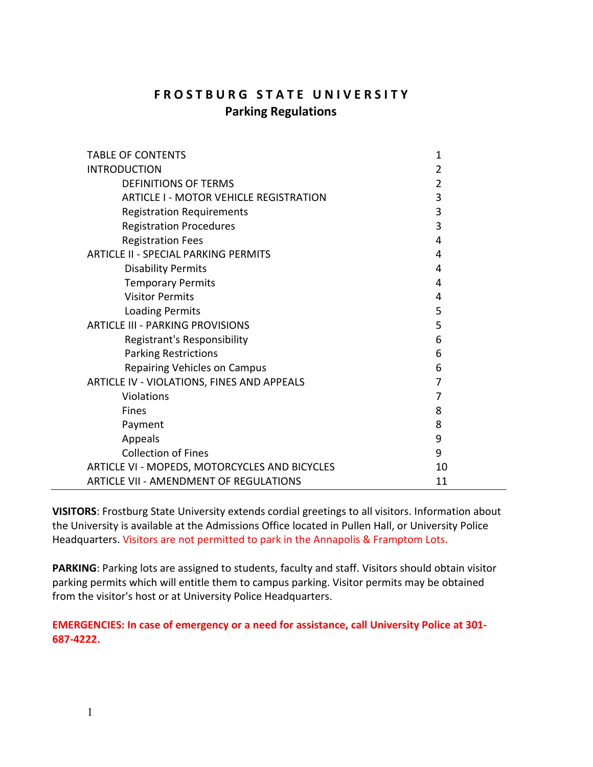# FROSTBURG STATE UNIVERSITY

## Parking Regulations

| TABLE OF CONTENTS | 1 |
|---|---|
| INTRODUCTION | 2 |
| DEFINITIONS OF TERMS | 2 |
| ARTICLE I - MOTOR VEHICLE REGISTRATION | 3 |
| Registration Requirements | 3 |
| Registration Procedures | 3 |
| Registration Fees | 4 |
| ARTICLE II - SPECIAL PARKING PERMITS | 4 |
| Disability Permits | 4 |
| Temporary Permits | 4 |
| Visitor Permits | 4 |
| Loading Permits | 5 |
| ARTICLE III - PARKING PROVISIONS | 5 |
| Registrant's Responsibility | 6 |
| Parking Restrictions | 6 |
| Repairing Vehicles on Campus | 6 |
| ARTICLE IV - VIOLATIONS, FINES AND APPEALS | 7 |
| Violations | 7 |
| Fines | 8 |
| Payment | 8 |
| Appeals | 9 |
| Collection of Fines | 9 |
| ARTICLE VI - MOPEDS, MOTORCYCLES AND BICYCLES | 10 |
| ARTICLE VII - AMENDMENT OF REGULATIONS | 11 |

**VISITORS**: Frostburg State University extends cordial greetings to all visitors. Information about the University is available at the Admissions Office located in Pullen Hall, or University Police Headquarters. Visitors are not permitted to park in the Annapolis & Framptom Lots.

**PARKING**: Parking lots are assigned to students, faculty and staff. Visitors should obtain visitor parking permits which will entitle them to campus parking. Visitor permits may be obtained from the visitor's host or at University Police Headquarters.

**EMERGENCIES: In case of emergency or a need for assistance, call University Police at 301-687-4222.**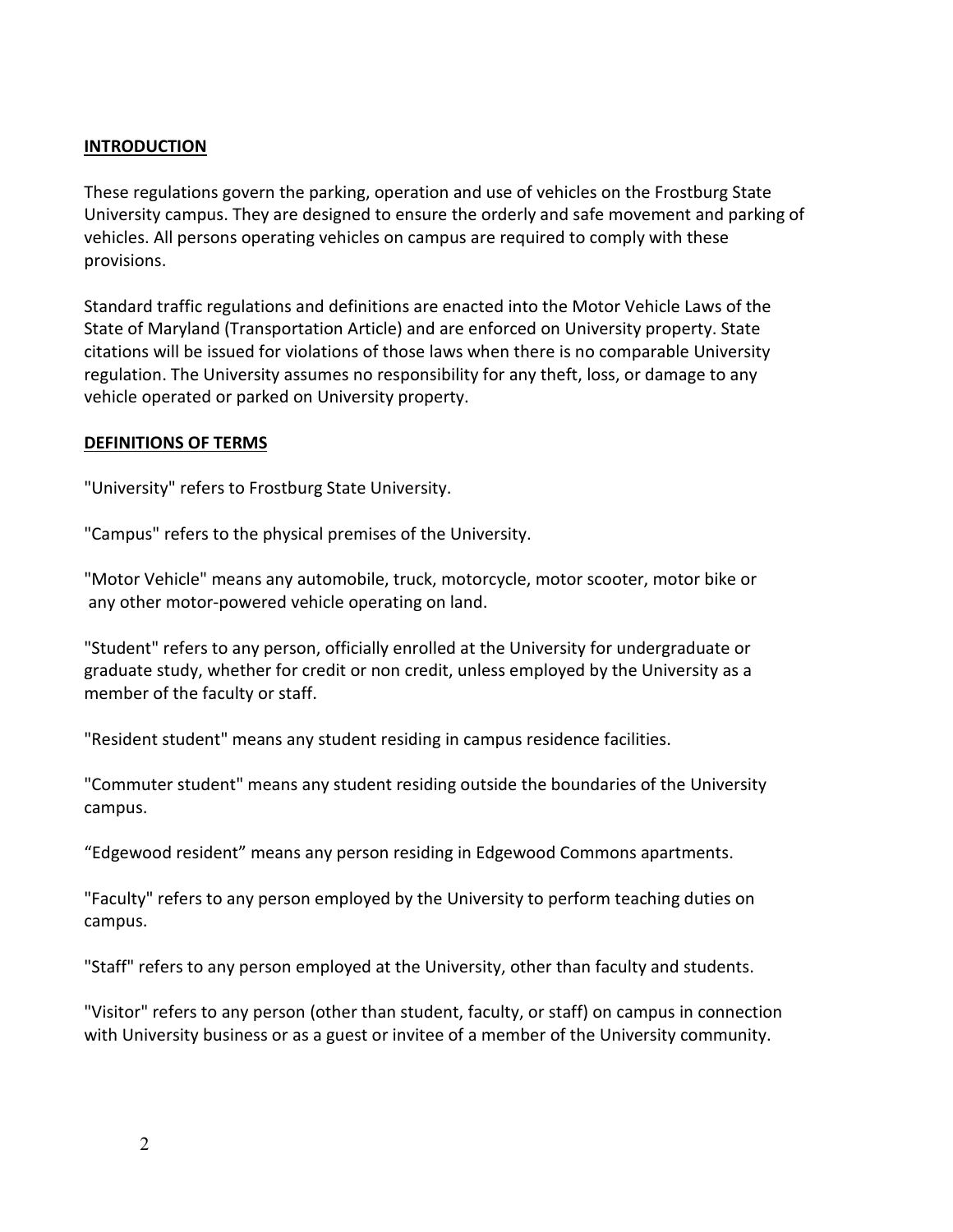## INTRODUCTION

These regulations govern the parking, operation and use of vehicles on the Frostburg State University campus. They are designed to ensure the orderly and safe movement and parking of vehicles. All persons operating vehicles on campus are required to comply with these provisions.

Standard traffic regulations and definitions are enacted into the Motor Vehicle Laws of the State of Maryland (Transportation Article) and are enforced on University property. State citations will be issued for violations of those laws when there is no comparable University regulation. The University assumes no responsibility for any theft, loss, or damage to any vehicle operated or parked on University property.

## DEFINITIONS OF TERMS

"University" refers to Frostburg State University.

"Campus" refers to the physical premises of the University.

"Motor Vehicle" means any automobile, truck, motorcycle, motor scooter, motor bike or any other motor-powered vehicle operating on land.

"Student" refers to any person, officially enrolled at the University for undergraduate or graduate study, whether for credit or non credit, unless employed by the University as a member of the faculty or staff.

"Resident student" means any student residing in campus residence facilities.

"Commuter student" means any student residing outside the boundaries of the University campus.

“Edgewood resident” means any person residing in Edgewood Commons apartments.

"Faculty" refers to any person employed by the University to perform teaching duties on campus.

"Staff" refers to any person employed at the University, other than faculty and students.

"Visitor" refers to any person (other than student, faculty, or staff) on campus in connection with University business or as a guest or invitee of a member of the University community.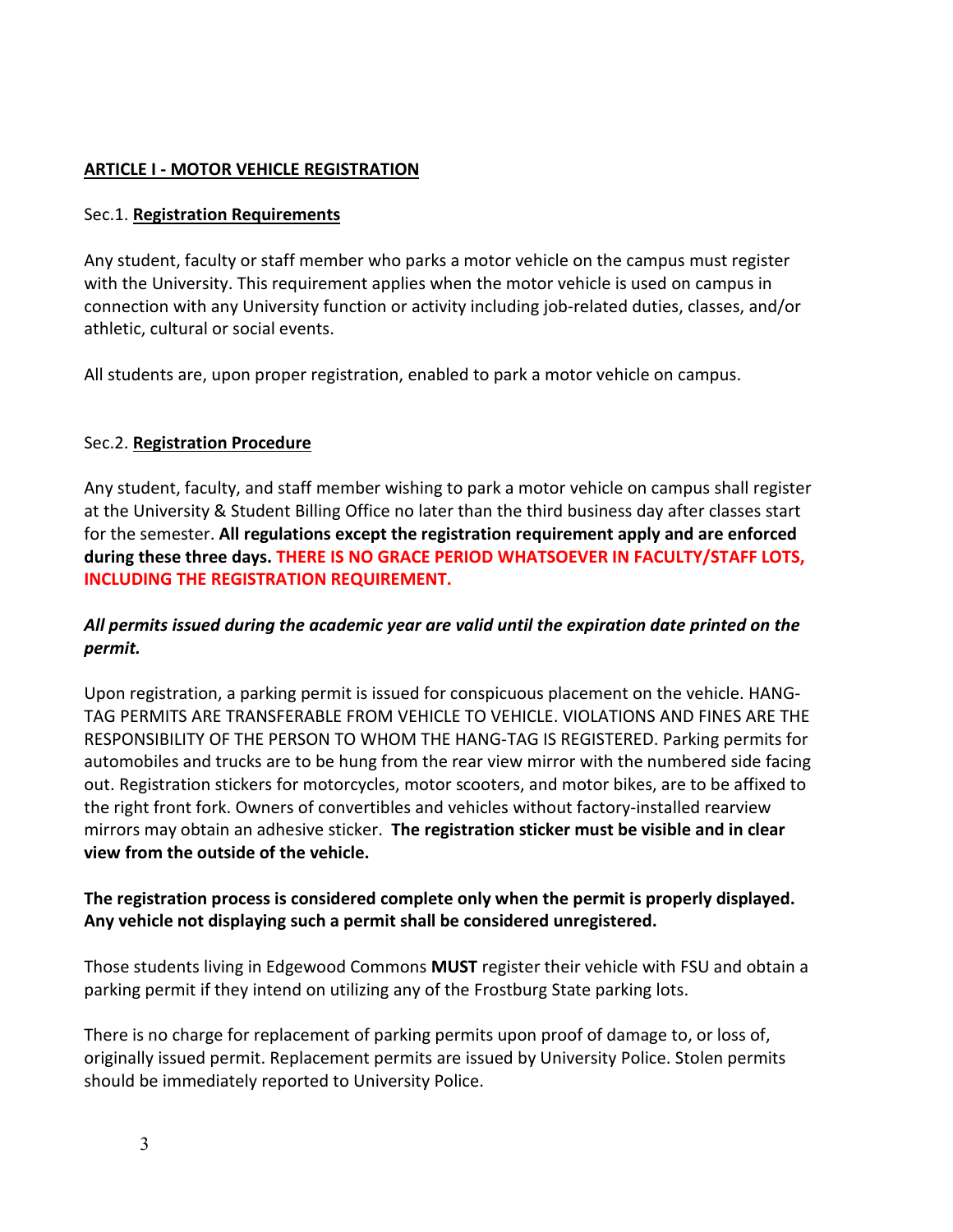## ARTICLE I - MOTOR VEHICLE REGISTRATION

### Sec.1. Registration Requirements

Any student, faculty or staff member who parks a motor vehicle on the campus must register with the University. This requirement applies when the motor vehicle is used on campus in connection with any University function or activity including job-related duties, classes, and/or athletic, cultural or social events.

All students are, upon proper registration, enabled to park a motor vehicle on campus.

### Sec.2. Registration Procedure

Any student, faculty, and staff member wishing to park a motor vehicle on campus shall register at the University & Student Billing Office no later than the third business day after classes start for the semester. **All regulations except the registration requirement apply and are enforced during these three days. THERE IS NO GRACE PERIOD WHATSOEVER IN FACULTY/STAFF LOTS, INCLUDING THE REGISTRATION REQUIREMENT.**

***All permits issued during the academic year are valid until the expiration date printed on the permit.***

Upon registration, a parking permit is issued for conspicuous placement on the vehicle. HANG-TAG PERMITS ARE TRANSFERABLE FROM VEHICLE TO VEHICLE. VIOLATIONS AND FINES ARE THE RESPONSIBILITY OF THE PERSON TO WHOM THE HANG-TAG IS REGISTERED. Parking permits for automobiles and trucks are to be hung from the rear view mirror with the numbered side facing out. Registration stickers for motorcycles, motor scooters, and motor bikes, are to be affixed to the right front fork. Owners of convertibles and vehicles without factory-installed rearview mirrors may obtain an adhesive sticker. **The registration sticker must be visible and in clear view from the outside of the vehicle.**

**The registration process is considered complete only when the permit is properly displayed. Any vehicle not displaying such a permit shall be considered unregistered.**

Those students living in Edgewood Commons **MUST** register their vehicle with FSU and obtain a parking permit if they intend on utilizing any of the Frostburg State parking lots.

There is no charge for replacement of parking permits upon proof of damage to, or loss of, originally issued permit. Replacement permits are issued by University Police. Stolen permits should be immediately reported to University Police.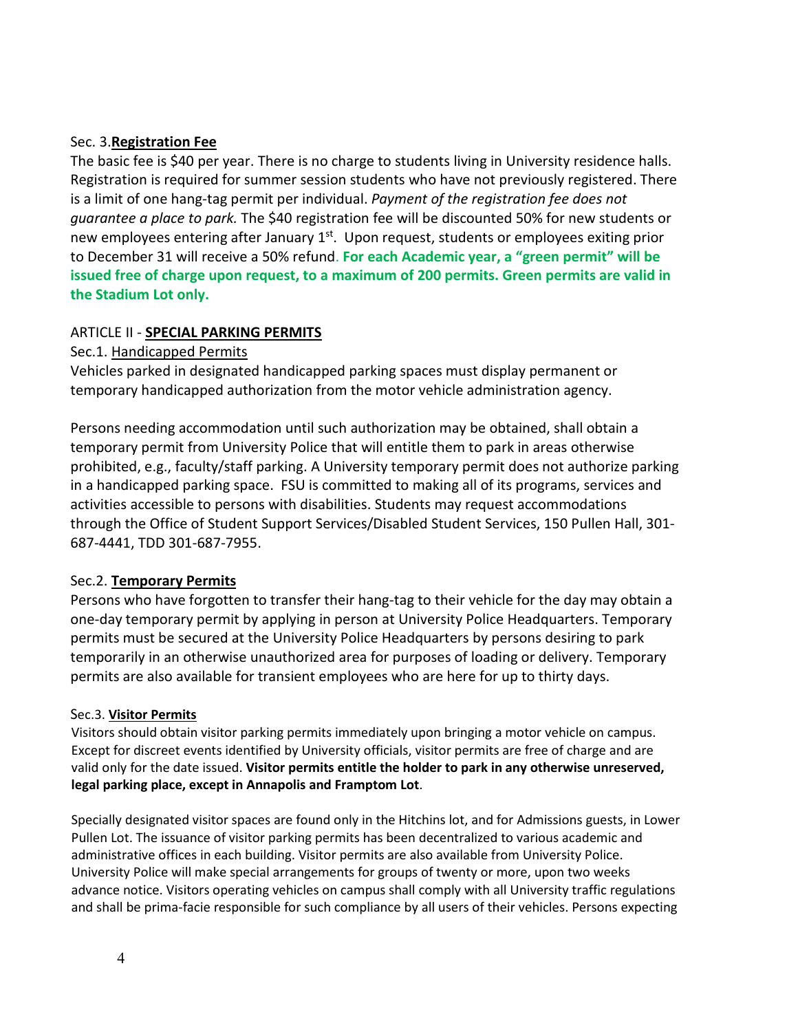Sec. 3. **Registration Fee**

The basic fee is $40 per year. There is no charge to students living in University residence halls. Registration is required for summer session students who have not previously registered. There is a limit of one hang-tag permit per individual. *Payment of the registration fee does not guarantee a place to park.* The $40 registration fee will be discounted 50% for new students or new employees entering after January 1st. Upon request, students or employees exiting prior to December 31 will receive a 50% refund. **For each Academic year, a "green permit" will be issued free of charge upon request, to a maximum of 200 permits. Green permits are valid in the Stadium Lot only.**

## ARTICLE II - SPECIAL PARKING PERMITS

Sec.1. Handicapped Permits

Vehicles parked in designated handicapped parking spaces must display permanent or temporary handicapped authorization from the motor vehicle administration agency.

Persons needing accommodation until such authorization may be obtained, shall obtain a temporary permit from University Police that will entitle them to park in areas otherwise prohibited, e.g., faculty/staff parking. A University temporary permit does not authorize parking in a handicapped parking space. FSU is committed to making all of its programs, services and activities accessible to persons with disabilities. Students may request accommodations through the Office of Student Support Services/Disabled Student Services, 150 Pullen Hall, 301-687-4441, TDD 301-687-7955.

Sec.2. **Temporary Permits**

Persons who have forgotten to transfer their hang-tag to their vehicle for the day may obtain a one-day temporary permit by applying in person at University Police Headquarters. Temporary permits must be secured at the University Police Headquarters by persons desiring to park temporarily in an otherwise unauthorized area for purposes of loading or delivery. Temporary permits are also available for transient employees who are here for up to thirty days.

Sec.3. **Visitor Permits**

Visitors should obtain visitor parking permits immediately upon bringing a motor vehicle on campus. Except for discreet events identified by University officials, visitor permits are free of charge and are valid only for the date issued. **Visitor permits entitle the holder to park in any otherwise unreserved, legal parking place, except in Annapolis and Framptom Lot**.

Specially designated visitor spaces are found only in the Hitchins lot, and for Admissions guests, in Lower Pullen Lot. The issuance of visitor parking permits has been decentralized to various academic and administrative offices in each building. Visitor permits are also available from University Police. University Police will make special arrangements for groups of twenty or more, upon two weeks advance notice. Visitors operating vehicles on campus shall comply with all University traffic regulations and shall be prima-facie responsible for such compliance by all users of their vehicles. Persons expecting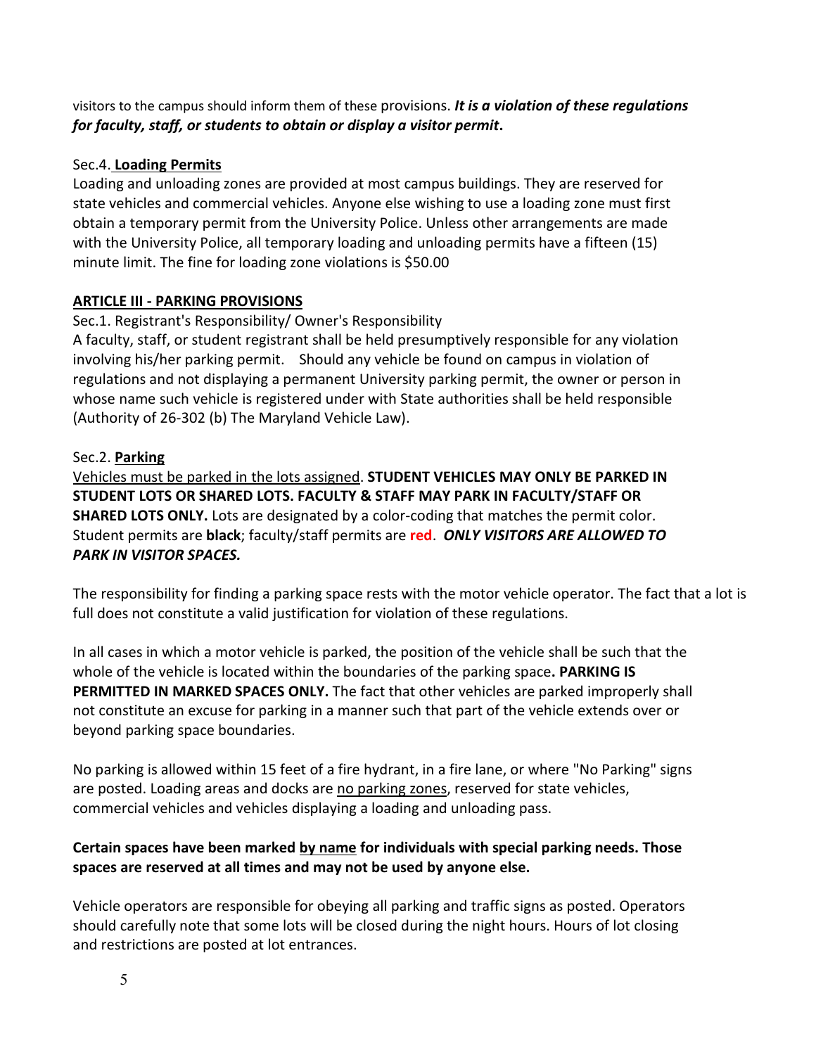visitors to the campus should inform them of these provisions. ***It is a violation of these regulations for faculty, staff, or students to obtain or display a visitor permit*.**

Sec.4. **Loading Permits**

Loading and unloading zones are provided at most campus buildings. They are reserved for state vehicles and commercial vehicles. Anyone else wishing to use a loading zone must first obtain a temporary permit from the University Police. Unless other arrangements are made with the University Police, all temporary loading and unloading permits have a fifteen (15) minute limit. The fine for loading zone violations is $50.00

## ARTICLE III - PARKING PROVISIONS

Sec.1. Registrant's Responsibility/ Owner's Responsibility

A faculty, staff, or student registrant shall be held presumptively responsible for any violation involving his/her parking permit. Should any vehicle be found on campus in violation of regulations and not displaying a permanent University parking permit, the owner or person in whose name such vehicle is registered under with State authorities shall be held responsible (Authority of 26-302 (b) The Maryland Vehicle Law).

Sec.2. **Parking**

Vehicles must be parked in the lots assigned. **STUDENT VEHICLES MAY ONLY BE PARKED IN STUDENT LOTS OR SHARED LOTS. FACULTY & STAFF MAY PARK IN FACULTY/STAFF OR SHARED LOTS ONLY.** Lots are designated by a color-coding that matches the permit color. Student permits are **black**; faculty/staff permits are **red**. ***ONLY VISITORS ARE ALLOWED TO PARK IN VISITOR SPACES.***

The responsibility for finding a parking space rests with the motor vehicle operator. The fact that a lot is full does not constitute a valid justification for violation of these regulations.

In all cases in which a motor vehicle is parked, the position of the vehicle shall be such that the whole of the vehicle is located within the boundaries of the parking space**. PARKING IS PERMITTED IN MARKED SPACES ONLY.** The fact that other vehicles are parked improperly shall not constitute an excuse for parking in a manner such that part of the vehicle extends over or beyond parking space boundaries.

No parking is allowed within 15 feet of a fire hydrant, in a fire lane, or where "No Parking" signs are posted. Loading areas and docks are no parking zones, reserved for state vehicles, commercial vehicles and vehicles displaying a loading and unloading pass.

**Certain spaces have been marked by name for individuals with special parking needs. Those spaces are reserved at all times and may not be used by anyone else.**

Vehicle operators are responsible for obeying all parking and traffic signs as posted. Operators should carefully note that some lots will be closed during the night hours. Hours of lot closing and restrictions are posted at lot entrances.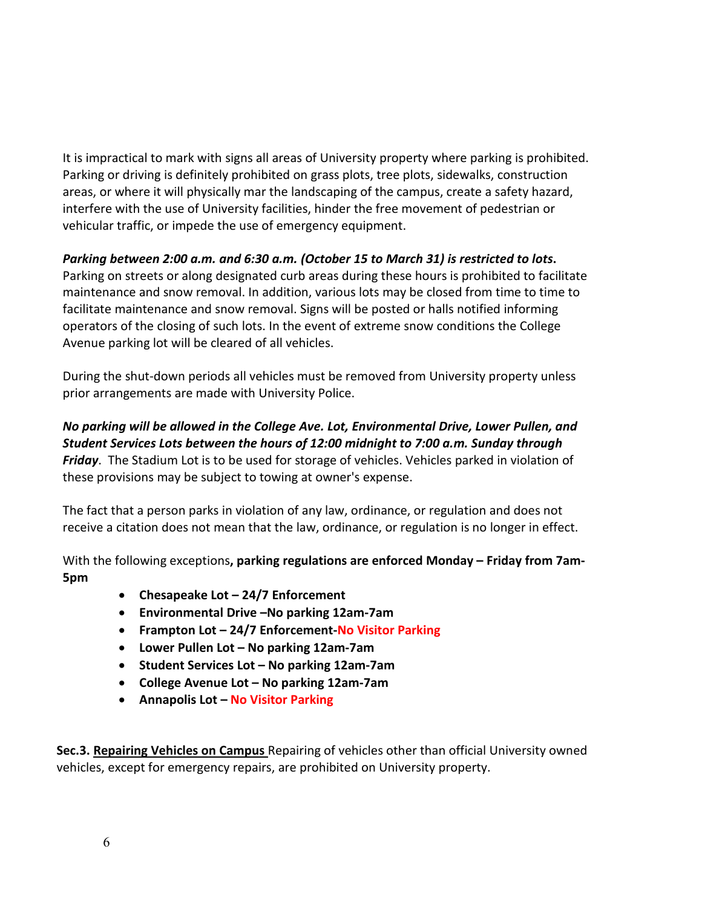It is impractical to mark with signs all areas of University property where parking is prohibited. Parking or driving is definitely prohibited on grass plots, tree plots, sidewalks, construction areas, or where it will physically mar the landscaping of the campus, create a safety hazard, interfere with the use of University facilities, hinder the free movement of pedestrian or vehicular traffic, or impede the use of emergency equipment.

***Parking between 2:00 a.m. and 6:30 a.m. (October 15 to March 31) is restricted to lots.*** Parking on streets or along designated curb areas during these hours is prohibited to facilitate maintenance and snow removal. In addition, various lots may be closed from time to time to facilitate maintenance and snow removal. Signs will be posted or halls notified informing operators of the closing of such lots. In the event of extreme snow conditions the College Avenue parking lot will be cleared of all vehicles.

During the shut-down periods all vehicles must be removed from University property unless prior arrangements are made with University Police.

***No parking will be allowed in the College Ave. Lot, Environmental Drive, Lower Pullen, and Student Services Lots between the hours of 12:00 midnight to 7:00 a.m. Sunday through Friday***. The Stadium Lot is to be used for storage of vehicles. Vehicles parked in violation of these provisions may be subject to towing at owner's expense.

The fact that a person parks in violation of any law, ordinance, or regulation and does not receive a citation does not mean that the law, ordinance, or regulation is no longer in effect.

With the following exceptions**, parking regulations are enforced Monday – Friday from 7am-5pm**

- **Chesapeake Lot – 24/7 Enforcement**
- **Environmental Drive –No parking 12am-7am**
- **Frampton Lot – 24/7 Enforcement-No Visitor Parking**
- **Lower Pullen Lot – No parking 12am-7am**
- **Student Services Lot – No parking 12am-7am**
- **College Avenue Lot – No parking 12am-7am**
- **Annapolis Lot – No Visitor Parking**

**Sec.3. Repairing Vehicles on Campus** Repairing of vehicles other than official University owned vehicles, except for emergency repairs, are prohibited on University property.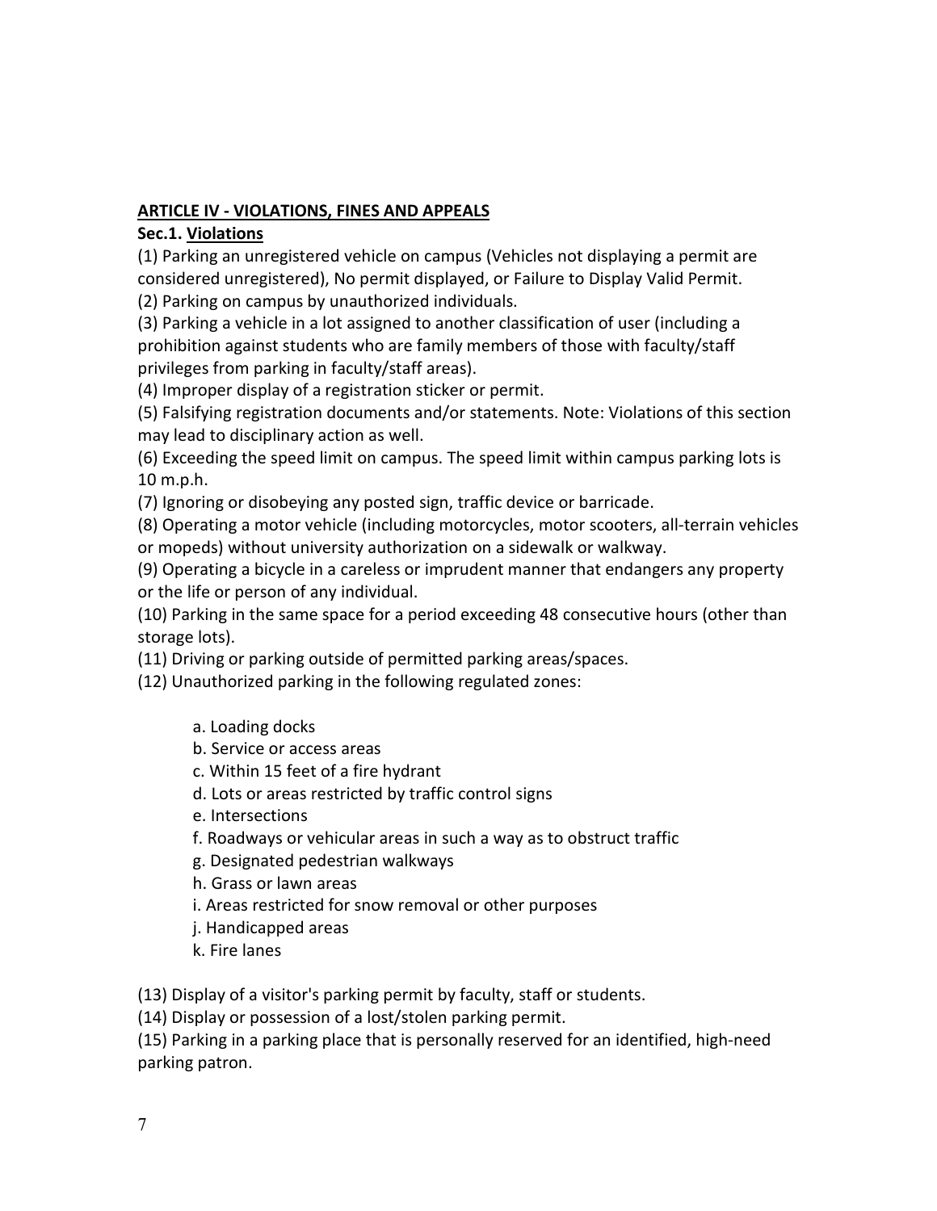## ARTICLE IV - VIOLATIONS, FINES AND APPEALS

**Sec.1. Violations**

(1) Parking an unregistered vehicle on campus (Vehicles not displaying a permit are considered unregistered), No permit displayed, or Failure to Display Valid Permit.

(2) Parking on campus by unauthorized individuals.

(3) Parking a vehicle in a lot assigned to another classification of user (including a prohibition against students who are family members of those with faculty/staff privileges from parking in faculty/staff areas).

(4) Improper display of a registration sticker or permit.

(5) Falsifying registration documents and/or statements. Note: Violations of this section may lead to disciplinary action as well.

(6) Exceeding the speed limit on campus. The speed limit within campus parking lots is 10 m.p.h.

(7) Ignoring or disobeying any posted sign, traffic device or barricade.

(8) Operating a motor vehicle (including motorcycles, motor scooters, all-terrain vehicles or mopeds) without university authorization on a sidewalk or walkway.

(9) Operating a bicycle in a careless or imprudent manner that endangers any property or the life or person of any individual.

(10) Parking in the same space for a period exceeding 48 consecutive hours (other than storage lots).

(11) Driving or parking outside of permitted parking areas/spaces.

(12) Unauthorized parking in the following regulated zones:

- a. Loading docks
- b. Service or access areas
- c. Within 15 feet of a fire hydrant
- d. Lots or areas restricted by traffic control signs
- e. Intersections
- f. Roadways or vehicular areas in such a way as to obstruct traffic
- g. Designated pedestrian walkways
- h. Grass or lawn areas
- i. Areas restricted for snow removal or other purposes
- j. Handicapped areas
- k. Fire lanes

(13) Display of a visitor's parking permit by faculty, staff or students.

(14) Display or possession of a lost/stolen parking permit.

(15) Parking in a parking place that is personally reserved for an identified, high-need parking patron.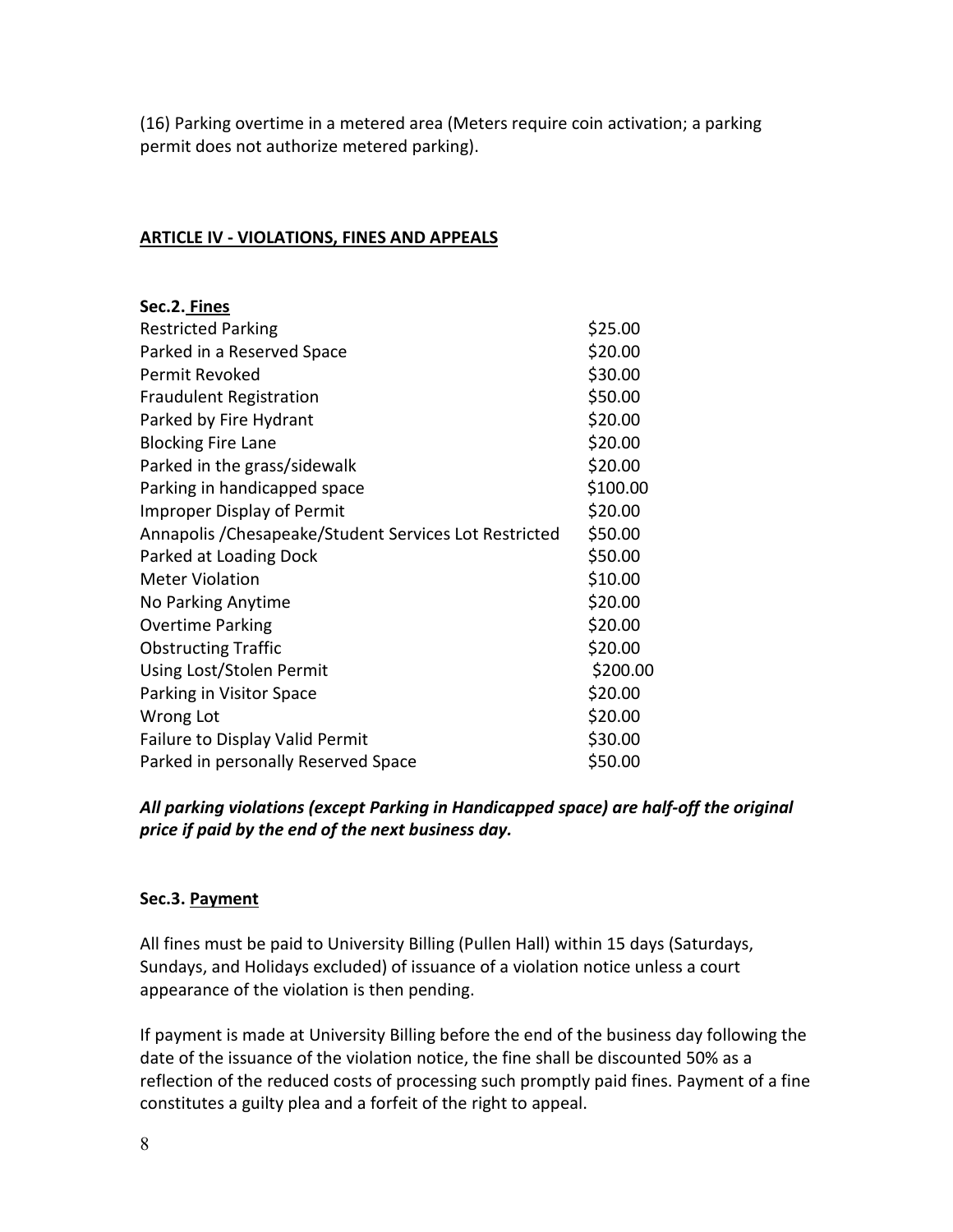(16) Parking overtime in a metered area (Meters require coin activation; a parking permit does not authorize metered parking).

## ARTICLE IV - VIOLATIONS, FINES AND APPEALS

### Sec.2. Fines

| Violation | Fine |
|---|---|
| Restricted Parking | \$25.00 |
| Parked in a Reserved Space | \$20.00 |
| Permit Revoked | \$30.00 |
| Fraudulent Registration | \$50.00 |
| Parked by Fire Hydrant | \$20.00 |
| Blocking Fire Lane | \$20.00 |
| Parked in the grass/sidewalk | \$20.00 |
| Parking in handicapped space | \$100.00 |
| Improper Display of Permit | \$20.00 |
| Annapolis /Chesapeake/Student Services Lot Restricted | \$50.00 |
| Parked at Loading Dock | \$50.00 |
| Meter Violation | \$10.00 |
| No Parking Anytime | \$20.00 |
| Overtime Parking | \$20.00 |
| Obstructing Traffic | \$20.00 |
| Using Lost/Stolen Permit | \$200.00 |
| Parking in Visitor Space | \$20.00 |
| Wrong Lot | \$20.00 |
| Failure to Display Valid Permit | \$30.00 |
| Parked in personally Reserved Space | \$50.00 |

***All parking violations (except Parking in Handicapped space) are half-off the original price if paid by the end of the next business day.***

### Sec.3. Payment

All fines must be paid to University Billing (Pullen Hall) within 15 days (Saturdays, Sundays, and Holidays excluded) of issuance of a violation notice unless a court appearance of the violation is then pending.

If payment is made at University Billing before the end of the business day following the date of the issuance of the violation notice, the fine shall be discounted 50% as a reflection of the reduced costs of processing such promptly paid fines. Payment of a fine constitutes a guilty plea and a forfeit of the right to appeal.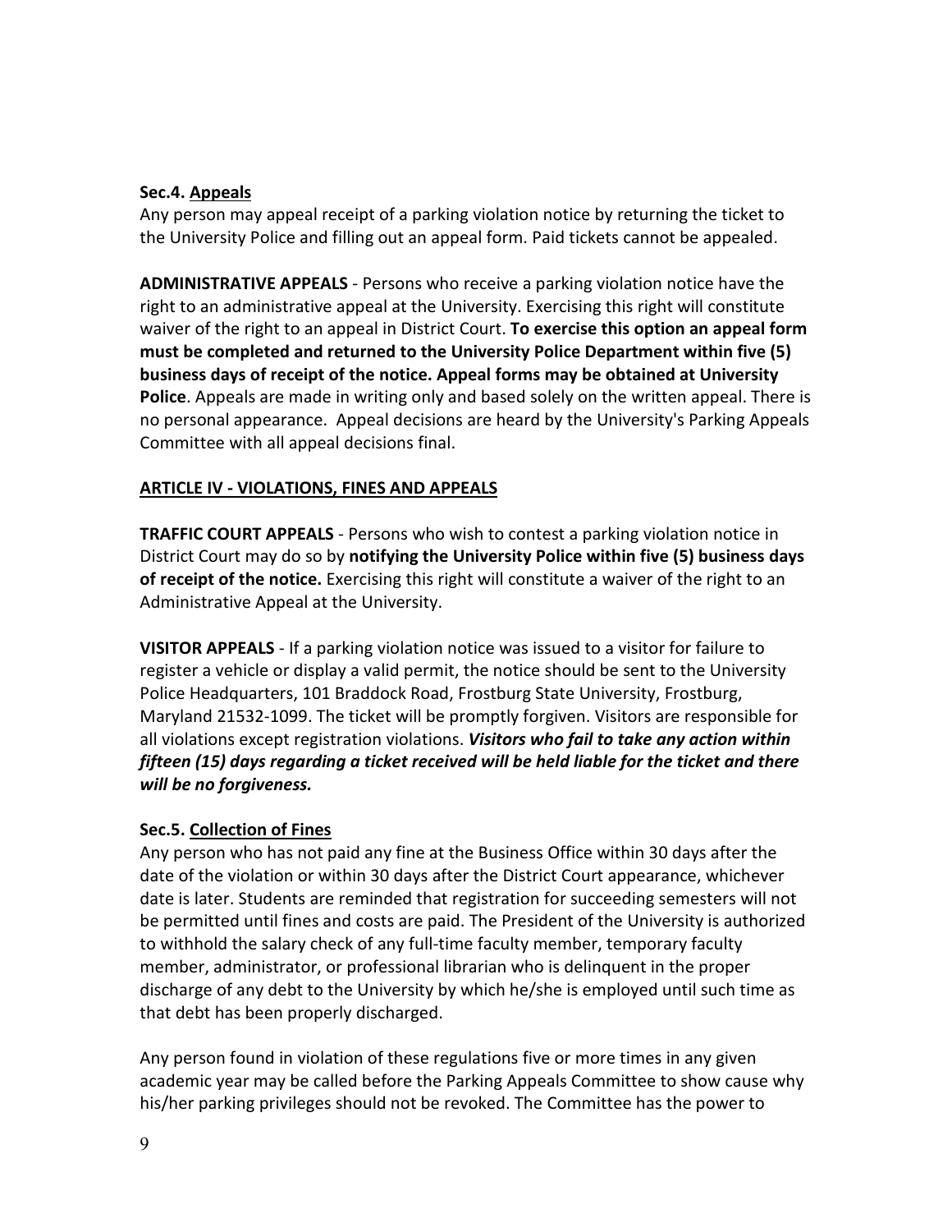**Sec.4. Appeals**

Any person may appeal receipt of a parking violation notice by returning the ticket to the University Police and filling out an appeal form. Paid tickets cannot be appealed.

**ADMINISTRATIVE APPEALS** - Persons who receive a parking violation notice have the right to an administrative appeal at the University. Exercising this right will constitute waiver of the right to an appeal in District Court. **To exercise this option an appeal form must be completed and returned to the University Police Department within five (5) business days of receipt of the notice. Appeal forms may be obtained at University Police**. Appeals are made in writing only and based solely on the written appeal. There is no personal appearance. Appeal decisions are heard by the University's Parking Appeals Committee with all appeal decisions final.

**ARTICLE IV - VIOLATIONS, FINES AND APPEALS**

**TRAFFIC COURT APPEALS** - Persons who wish to contest a parking violation notice in District Court may do so by **notifying the University Police within five (5) business days of receipt of the notice.** Exercising this right will constitute a waiver of the right to an Administrative Appeal at the University.

**VISITOR APPEALS** - If a parking violation notice was issued to a visitor for failure to register a vehicle or display a valid permit, the notice should be sent to the University Police Headquarters, 101 Braddock Road, Frostburg State University, Frostburg, Maryland 21532-1099. The ticket will be promptly forgiven. Visitors are responsible for all violations except registration violations. ***Visitors who fail to take any action within fifteen (15) days regarding a ticket received will be held liable for the ticket and there will be no forgiveness.***

**Sec.5. Collection of Fines**

Any person who has not paid any fine at the Business Office within 30 days after the date of the violation or within 30 days after the District Court appearance, whichever date is later. Students are reminded that registration for succeeding semesters will not be permitted until fines and costs are paid. The President of the University is authorized to withhold the salary check of any full-time faculty member, temporary faculty member, administrator, or professional librarian who is delinquent in the proper discharge of any debt to the University by which he/she is employed until such time as that debt has been properly discharged.

Any person found in violation of these regulations five or more times in any given academic year may be called before the Parking Appeals Committee to show cause why his/her parking privileges should not be revoked. The Committee has the power to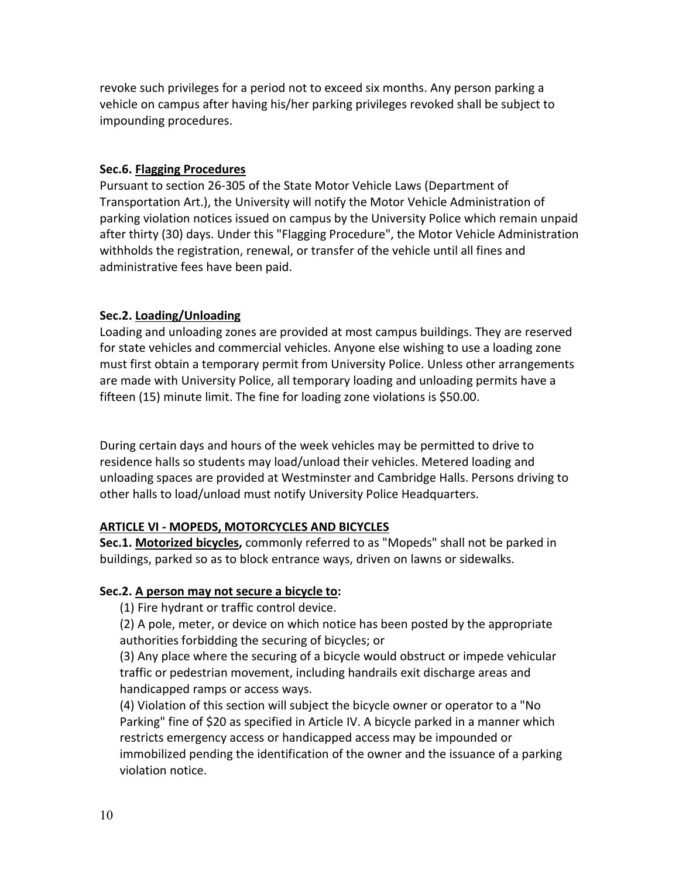revoke such privileges for a period not to exceed six months. Any person parking a vehicle on campus after having his/her parking privileges revoked shall be subject to impounding procedures.

**Sec.6. <u>Flagging Procedures</u>**
Pursuant to section 26-305 of the State Motor Vehicle Laws (Department of Transportation Art.), the University will notify the Motor Vehicle Administration of parking violation notices issued on campus by the University Police which remain unpaid after thirty (30) days. Under this "Flagging Procedure", the Motor Vehicle Administration withholds the registration, renewal, or transfer of the vehicle until all fines and administrative fees have been paid.

**Sec.2. <u>Loading/Unloading</u>**
Loading and unloading zones are provided at most campus buildings. They are reserved for state vehicles and commercial vehicles. Anyone else wishing to use a loading zone must first obtain a temporary permit from University Police. Unless other arrangements are made with University Police, all temporary loading and unloading permits have a fifteen (15) minute limit. The fine for loading zone violations is $50.00.

During certain days and hours of the week vehicles may be permitted to drive to residence halls so students may load/unload their vehicles. Metered loading and unloading spaces are provided at Westminster and Cambridge Halls. Persons driving to other halls to load/unload must notify University Police Headquarters.

**<u>ARTICLE VI - MOPEDS, MOTORCYCLES AND BICYCLES</u>**

**Sec.1. <u>Motorized bicycles</u>,** commonly referred to as "Mopeds" shall not be parked in buildings, parked so as to block entrance ways, driven on lawns or sidewalks.

**Sec.2. <u>A person may not secure a bicycle to</u>:**

(1) Fire hydrant or traffic control device.

(2) A pole, meter, or device on which notice has been posted by the appropriate authorities forbidding the securing of bicycles; or

(3) Any place where the securing of a bicycle would obstruct or impede vehicular traffic or pedestrian movement, including handrails exit discharge areas and handicapped ramps or access ways.

(4) Violation of this section will subject the bicycle owner or operator to a "No Parking" fine of $20 as specified in Article IV. A bicycle parked in a manner which restricts emergency access or handicapped access may be impounded or immobilized pending the identification of the owner and the issuance of a parking violation notice.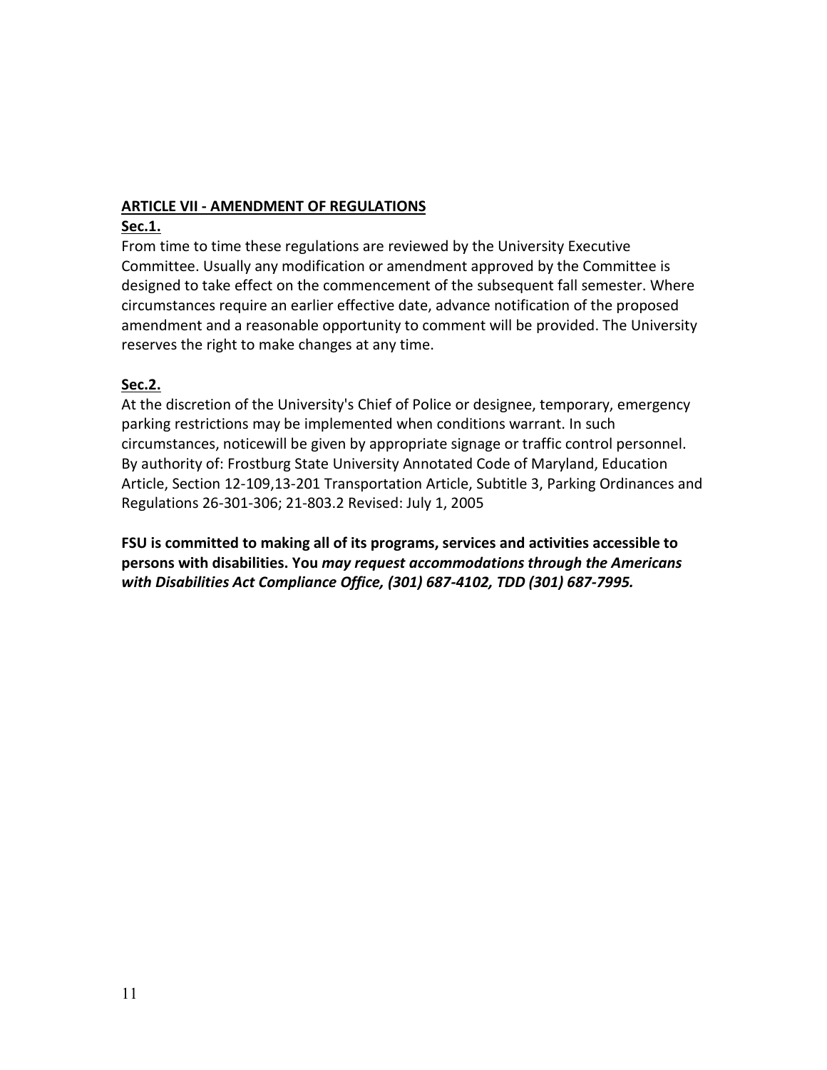## ARTICLE VII - AMENDMENT OF REGULATIONS

### Sec.1.

From time to time these regulations are reviewed by the University Executive Committee. Usually any modification or amendment approved by the Committee is designed to take effect on the commencement of the subsequent fall semester. Where circumstances require an earlier effective date, advance notification of the proposed amendment and a reasonable opportunity to comment will be provided. The University reserves the right to make changes at any time.

### Sec.2.

At the discretion of the University's Chief of Police or designee, temporary, emergency parking restrictions may be implemented when conditions warrant. In such circumstances, noticewill be given by appropriate signage or traffic control personnel. By authority of: Frostburg State University Annotated Code of Maryland, Education Article, Section 12-109,13-201 Transportation Article, Subtitle 3, Parking Ordinances and Regulations 26-301-306; 21-803.2 Revised: July 1, 2005

**FSU is committed to making all of its programs, services and activities accessible to persons with disabilities. You *may request accommodations through the Americans with Disabilities Act Compliance Office, (301) 687-4102, TDD (301) 687-7995.***